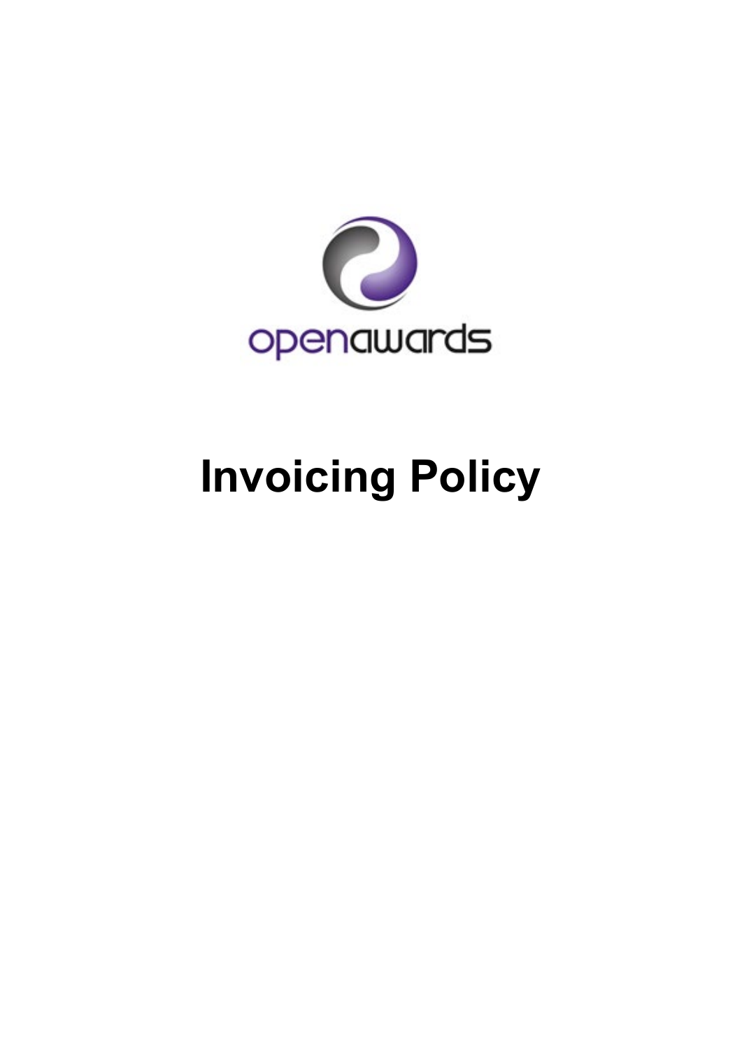openawards

# Invoicing Policy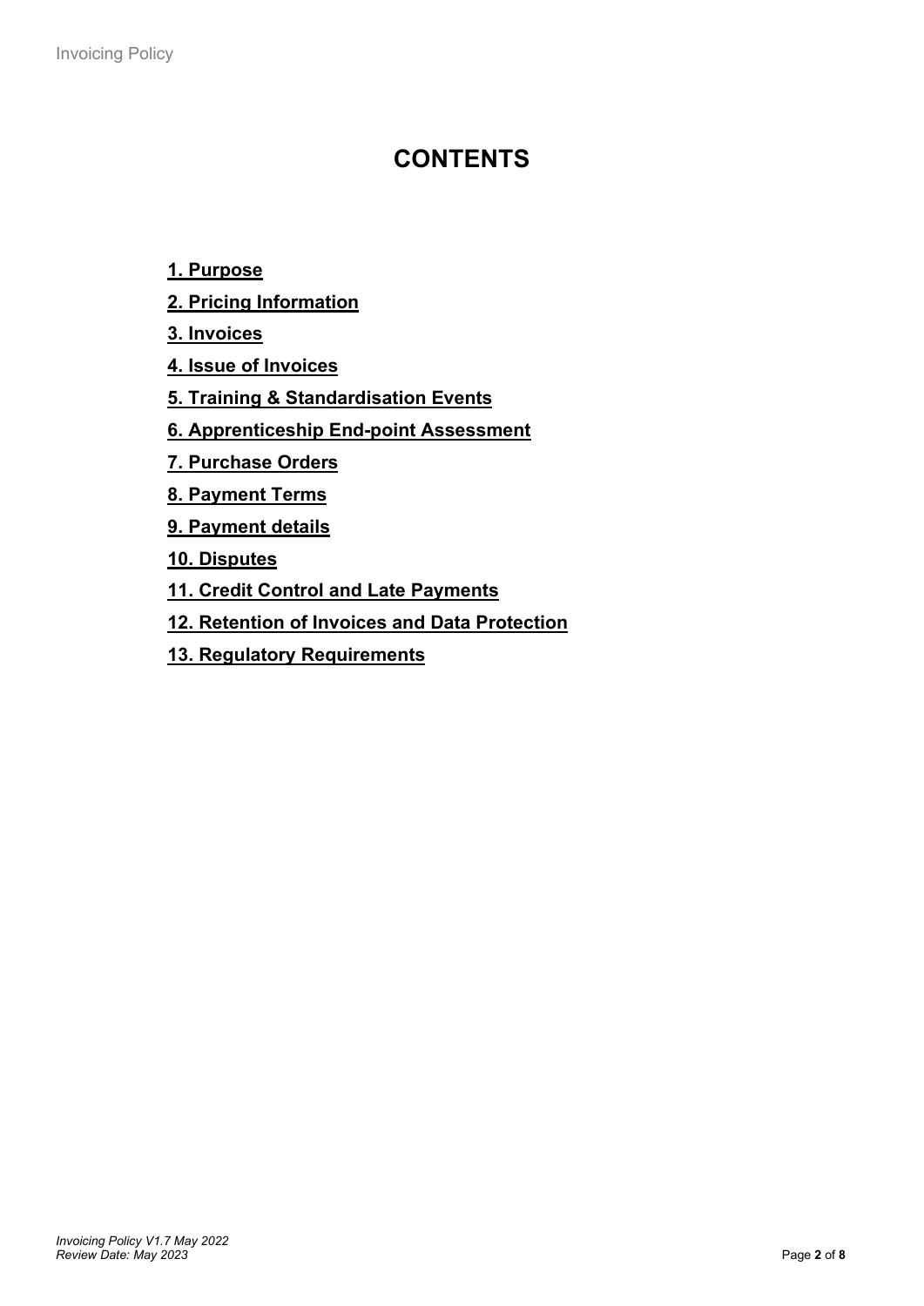# CONTENTS

**1. Purpose**

**2. Pricing Information**

**3. Invoices**

**4. Issue of Invoices**

**5. Training & Standardisation Events**

**6. Apprenticeship End-point Assessment**

**7. Purchase Orders**

**8. Payment Terms**

**9. Payment details**

**10. Disputes**

**11. Credit Control and Late Payments**

**12. Retention of Invoices and Data Protection**

**13. Regulatory Requirements**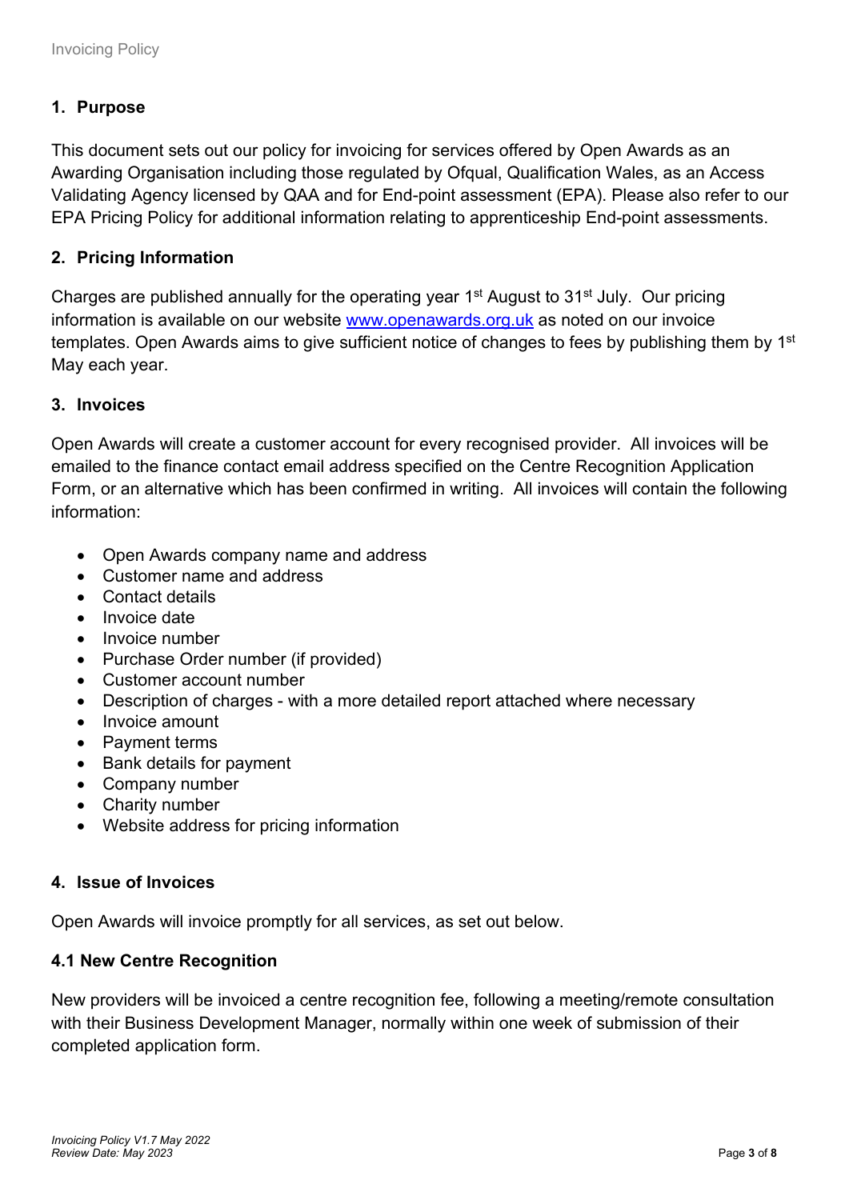## 1. Purpose

This document sets out our policy for invoicing for services offered by Open Awards as an Awarding Organisation including those regulated by Ofqual, Qualification Wales, as an Access Validating Agency licensed by QAA and for End-point assessment (EPA). Please also refer to our EPA Pricing Policy for additional information relating to apprenticeship End-point assessments.

## 2. Pricing Information

Charges are published annually for the operating year 1st August to 31st July. Our pricing information is available on our website www.openawards.org.uk as noted on our invoice templates. Open Awards aims to give sufficient notice of changes to fees by publishing them by 1st May each year.

## 3. Invoices

Open Awards will create a customer account for every recognised provider. All invoices will be emailed to the finance contact email address specified on the Centre Recognition Application Form, or an alternative which has been confirmed in writing. All invoices will contain the following information:

- Open Awards company name and address
- Customer name and address
- Contact details
- Invoice date
- Invoice number
- Purchase Order number (if provided)
- Customer account number
- Description of charges - with a more detailed report attached where necessary
- Invoice amount
- Payment terms
- Bank details for payment
- Company number
- Charity number
- Website address for pricing information

## 4. Issue of Invoices

Open Awards will invoice promptly for all services, as set out below.

### 4.1 New Centre Recognition

New providers will be invoiced a centre recognition fee, following a meeting/remote consultation with their Business Development Manager, normally within one week of submission of their completed application form.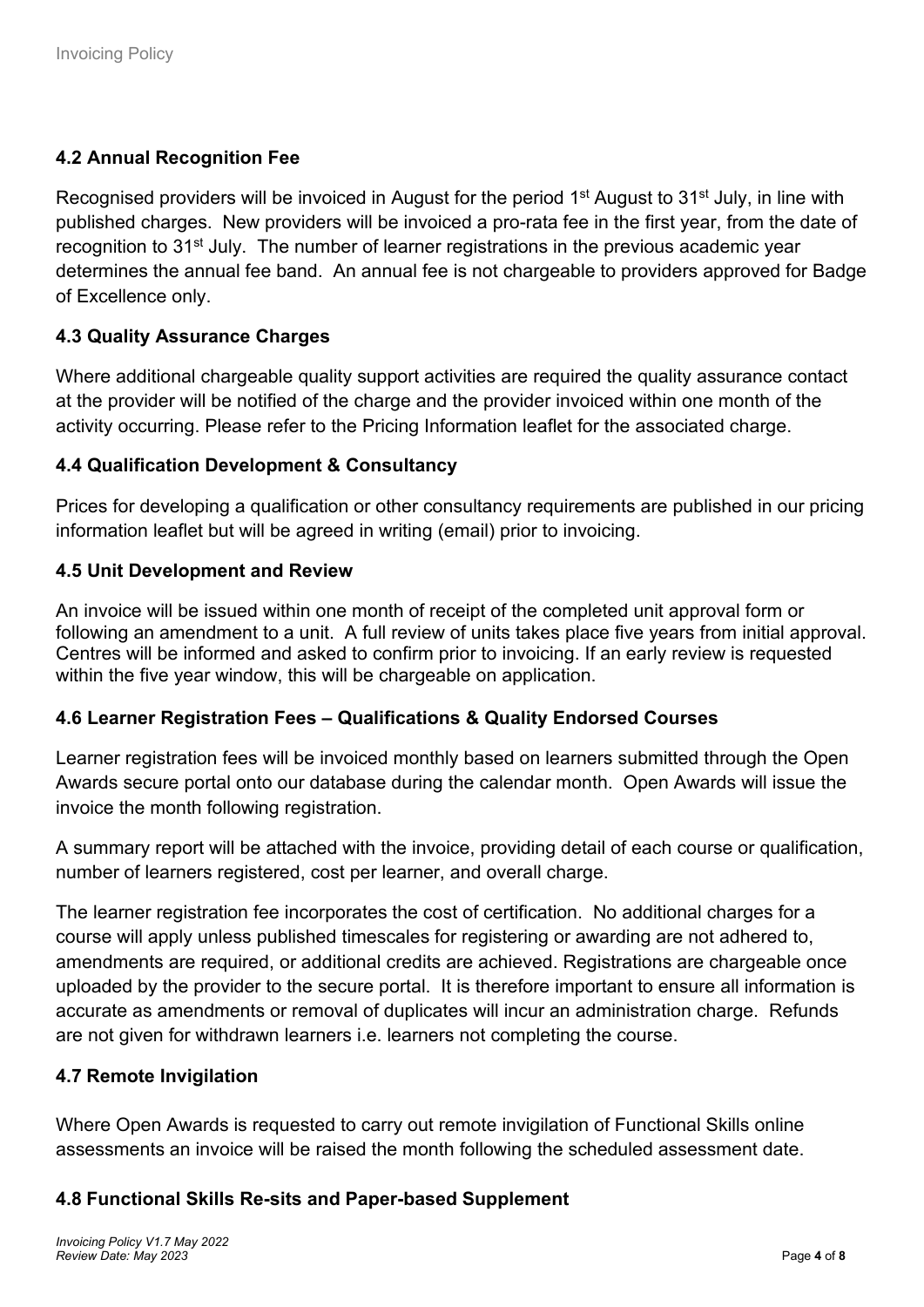### 4.2 Annual Recognition Fee

Recognised providers will be invoiced in August for the period 1st August to 31st July, in line with published charges. New providers will be invoiced a pro-rata fee in the first year, from the date of recognition to 31st July. The number of learner registrations in the previous academic year determines the annual fee band. An annual fee is not chargeable to providers approved for Badge of Excellence only.

### 4.3 Quality Assurance Charges

Where additional chargeable quality support activities are required the quality assurance contact at the provider will be notified of the charge and the provider invoiced within one month of the activity occurring. Please refer to the Pricing Information leaflet for the associated charge.

### 4.4 Qualification Development & Consultancy

Prices for developing a qualification or other consultancy requirements are published in our pricing information leaflet but will be agreed in writing (email) prior to invoicing.

### 4.5 Unit Development and Review

An invoice will be issued within one month of receipt of the completed unit approval form or following an amendment to a unit. A full review of units takes place five years from initial approval. Centres will be informed and asked to confirm prior to invoicing. If an early review is requested within the five year window, this will be chargeable on application.

### 4.6 Learner Registration Fees – Qualifications & Quality Endorsed Courses

Learner registration fees will be invoiced monthly based on learners submitted through the Open Awards secure portal onto our database during the calendar month. Open Awards will issue the invoice the month following registration.

A summary report will be attached with the invoice, providing detail of each course or qualification, number of learners registered, cost per learner, and overall charge.

The learner registration fee incorporates the cost of certification. No additional charges for a course will apply unless published timescales for registering or awarding are not adhered to, amendments are required, or additional credits are achieved. Registrations are chargeable once uploaded by the provider to the secure portal. It is therefore important to ensure all information is accurate as amendments or removal of duplicates will incur an administration charge. Refunds are not given for withdrawn learners i.e. learners not completing the course.

### 4.7 Remote Invigilation

Where Open Awards is requested to carry out remote invigilation of Functional Skills online assessments an invoice will be raised the month following the scheduled assessment date.

### 4.8 Functional Skills Re-sits and Paper-based Supplement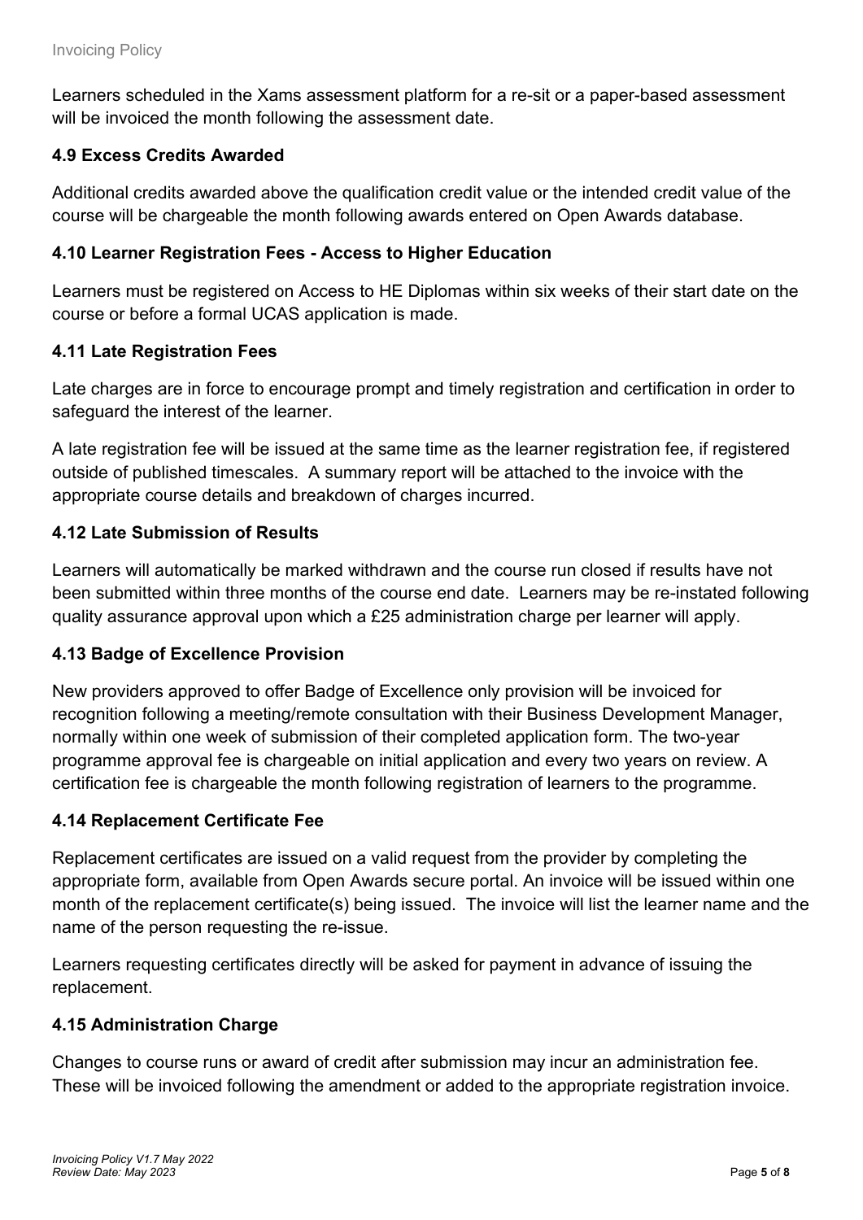Learners scheduled in the Xams assessment platform for a re-sit or a paper-based assessment will be invoiced the month following the assessment date.

### 4.9 Excess Credits Awarded

Additional credits awarded above the qualification credit value or the intended credit value of the course will be chargeable the month following awards entered on Open Awards database.

### 4.10 Learner Registration Fees - Access to Higher Education

Learners must be registered on Access to HE Diplomas within six weeks of their start date on the course or before a formal UCAS application is made.

### 4.11 Late Registration Fees

Late charges are in force to encourage prompt and timely registration and certification in order to safeguard the interest of the learner.

A late registration fee will be issued at the same time as the learner registration fee, if registered outside of published timescales. A summary report will be attached to the invoice with the appropriate course details and breakdown of charges incurred.

### 4.12 Late Submission of Results

Learners will automatically be marked withdrawn and the course run closed if results have not been submitted within three months of the course end date. Learners may be re-instated following quality assurance approval upon which a £25 administration charge per learner will apply.

### 4.13 Badge of Excellence Provision

New providers approved to offer Badge of Excellence only provision will be invoiced for recognition following a meeting/remote consultation with their Business Development Manager, normally within one week of submission of their completed application form. The two-year programme approval fee is chargeable on initial application and every two years on review. A certification fee is chargeable the month following registration of learners to the programme.

### 4.14 Replacement Certificate Fee

Replacement certificates are issued on a valid request from the provider by completing the appropriate form, available from Open Awards secure portal. An invoice will be issued within one month of the replacement certificate(s) being issued. The invoice will list the learner name and the name of the person requesting the re-issue.

Learners requesting certificates directly will be asked for payment in advance of issuing the replacement.

### 4.15 Administration Charge

Changes to course runs or award of credit after submission may incur an administration fee. These will be invoiced following the amendment or added to the appropriate registration invoice.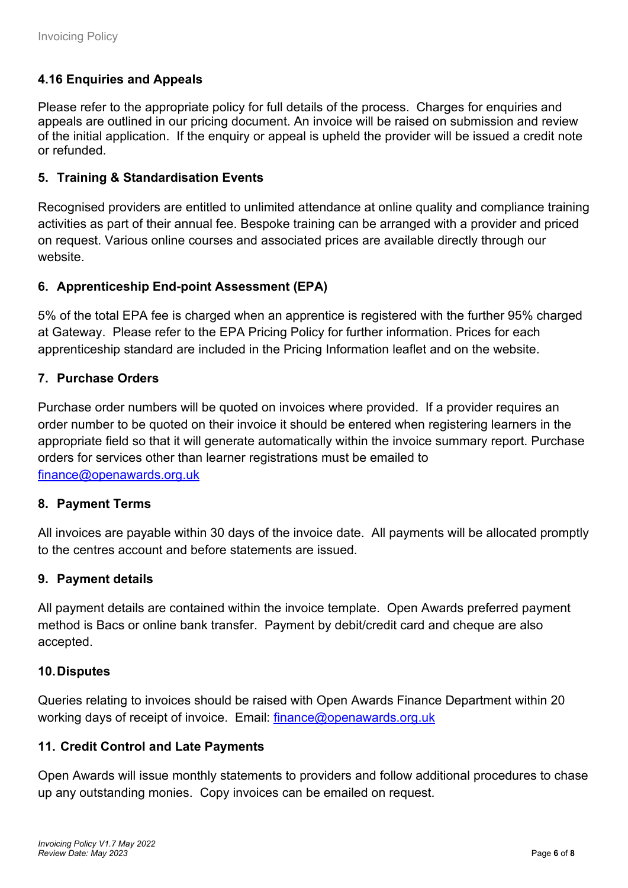### 4.16 Enquiries and Appeals

Please refer to the appropriate policy for full details of the process. Charges for enquiries and appeals are outlined in our pricing document. An invoice will be raised on submission and review of the initial application. If the enquiry or appeal is upheld the provider will be issued a credit note or refunded.

## 5. Training & Standardisation Events

Recognised providers are entitled to unlimited attendance at online quality and compliance training activities as part of their annual fee. Bespoke training can be arranged with a provider and priced on request. Various online courses and associated prices are available directly through our website.

## 6. Apprenticeship End-point Assessment (EPA)

5% of the total EPA fee is charged when an apprentice is registered with the further 95% charged at Gateway. Please refer to the EPA Pricing Policy for further information. Prices for each apprenticeship standard are included in the Pricing Information leaflet and on the website.

## 7. Purchase Orders

Purchase order numbers will be quoted on invoices where provided. If a provider requires an order number to be quoted on their invoice it should be entered when registering learners in the appropriate field so that it will generate automatically within the invoice summary report. Purchase orders for services other than learner registrations must be emailed to finance@openawards.org.uk

## 8. Payment Terms

All invoices are payable within 30 days of the invoice date. All payments will be allocated promptly to the centres account and before statements are issued.

## 9. Payment details

All payment details are contained within the invoice template. Open Awards preferred payment method is Bacs or online bank transfer. Payment by debit/credit card and cheque are also accepted.

## 10. Disputes

Queries relating to invoices should be raised with Open Awards Finance Department within 20 working days of receipt of invoice. Email: finance@openawards.org.uk

## 11. Credit Control and Late Payments

Open Awards will issue monthly statements to providers and follow additional procedures to chase up any outstanding monies. Copy invoices can be emailed on request.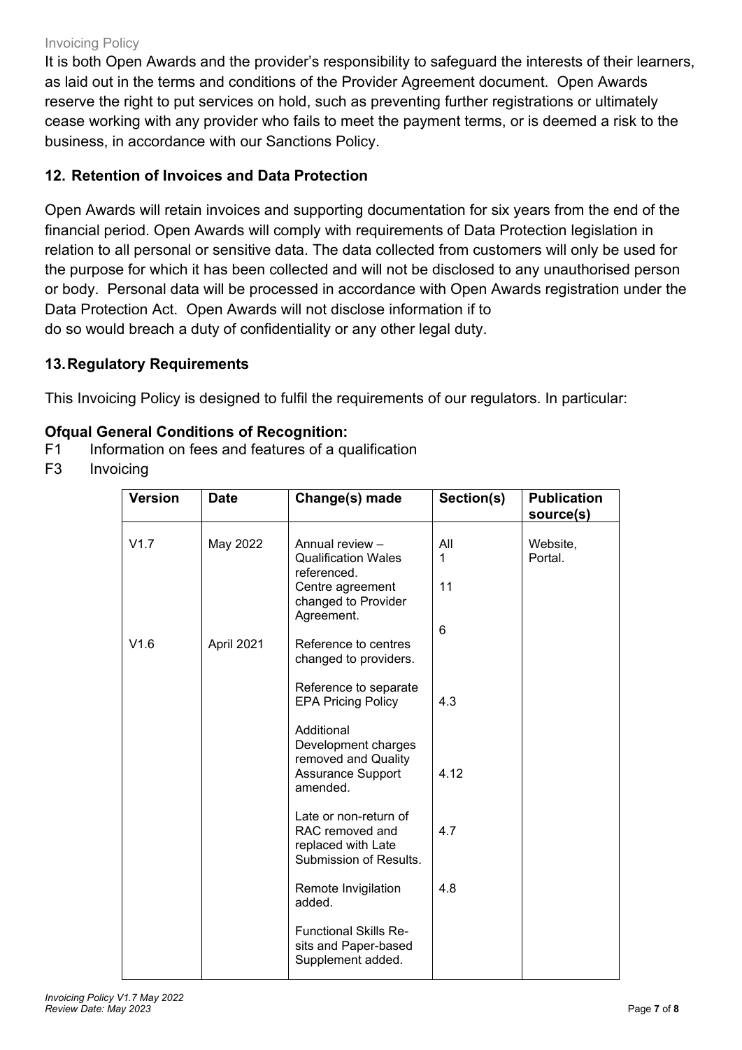It is both Open Awards and the provider's responsibility to safeguard the interests of their learners, as laid out in the terms and conditions of the Provider Agreement document. Open Awards reserve the right to put services on hold, such as preventing further registrations or ultimately cease working with any provider who fails to meet the payment terms, or is deemed a risk to the business, in accordance with our Sanctions Policy.

## 12. Retention of Invoices and Data Protection

Open Awards will retain invoices and supporting documentation for six years from the end of the financial period. Open Awards will comply with requirements of Data Protection legislation in relation to all personal or sensitive data. The data collected from customers will only be used for the purpose for which it has been collected and will not be disclosed to any unauthorised person or body. Personal data will be processed in accordance with Open Awards registration under the Data Protection Act. Open Awards will not disclose information if to do so would breach a duty of confidentiality or any other legal duty.

## 13. Regulatory Requirements

This Invoicing Policy is designed to fulfil the requirements of our regulators. In particular:

**Ofqual General Conditions of Recognition:**

- F1 Information on fees and features of a qualification
- F3 Invoicing

| Version | Date | Change(s) made | Section(s) | Publication source(s) |
|---|---|---|---|---|
| V1.7 | May 2022 | Annual review – Qualification Wales referenced. | All<br>1 | Website, Portal. |
| | | Centre agreement changed to Provider Agreement. | 11 | |
| V1.6 | April 2021 | Reference to centres changed to providers. | 6 | |
| | | Reference to separate EPA Pricing Policy | 4.3 | |
| | | Additional Development charges removed and Quality Assurance Support amended. | 4.12 | |
| | | Late or non-return of RAC removed and replaced with Late Submission of Results. | 4.7 | |
| | | Remote Invigilation added. | 4.8 | |
| | | Functional Skills Re-sits and Paper-based Supplement added. | | |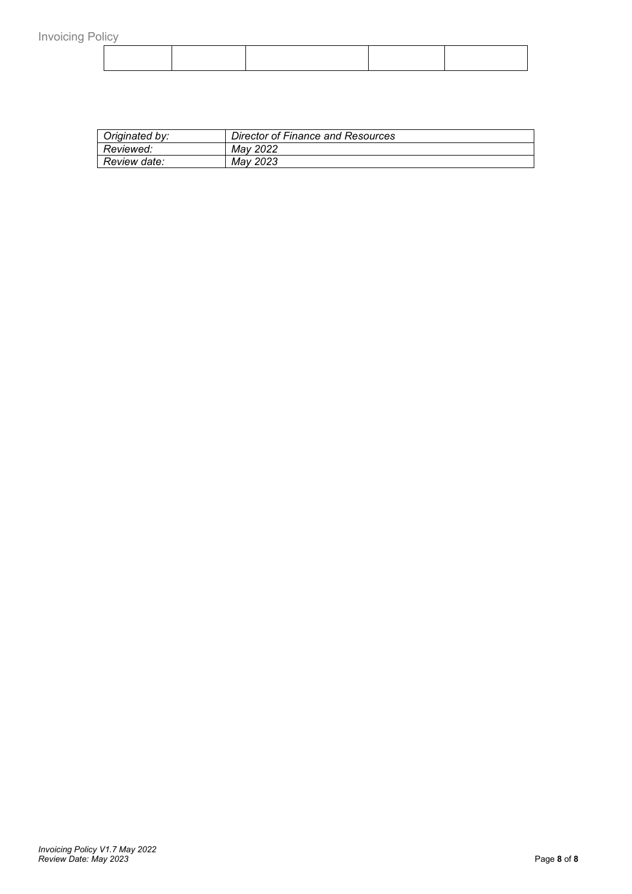| | | | | |
|---|---|---|---|---|
| | | | | |

| | |
|---|---|
| *Originated by:* | *Director of Finance and Resources* |
| *Reviewed:* | *May 2022* |
| *Review date:* | *May 2023* |